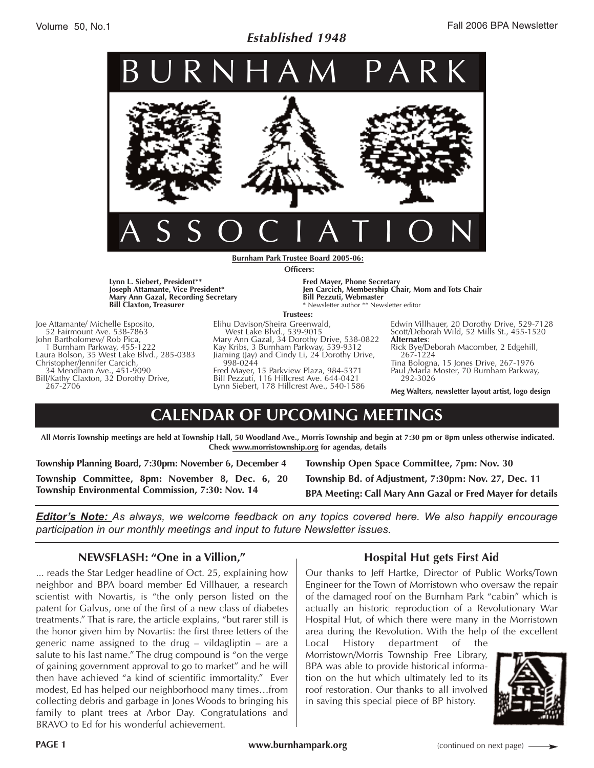*Established 1948*

# BURNHAM PARK ASSOCIATION

**Burnham Park Trustee Board 2005-06:**

**Officers:**

**Lynn L. Siebert, President****
**Joseph Attamante, Vice President***
**Mary Ann Gazal, Recording Secretary**
**Bill Claxton, Treasurer**
**Fred Mayer, Phone Secretary**
**Jen Carcich, Membership Chair, Mom and Tots Chair**
**Bill Pezzuti, Webmaster**

* Newsletter author ** Newsletter editor

**Trustees:**

Joe Attamante/ Michelle Esposito, 52 Fairmount Ave. 538-7863
John Bartholomew/ Rob Pica, 1 Burnham Parkway, 455-1222
Laura Bolson, 35 West Lake Blvd., 285-0383
Christopher/Jennifer Carcich, 34 Mendham Ave., 451-9090
Bill/Kathy Claxton, 32 Dorothy Drive, 267-2706
Elihu Davison/Sheira Greenwald, West Lake Blvd., 539-9015
Mary Ann Gazal, 34 Dorothy Drive, 538-0822
Kay Kribs, 3 Burnham Parkway, 539-9312
Jiaming (Jay) and Cindy Li, 24 Dorothy Drive, 998-0244
Fred Mayer, 15 Parkview Plaza, 984-5371
Bill Pezzuti, 116 Hillcrest Ave. 644-0421
Lynn Siebert, 178 Hillcrest Ave., 540-1586
Edwin Villhauer, 20 Dorothy Drive, 529-7128
Scott/Deborah Wild, 52 Mills St., 455-1520

**Alternates**:
Rick Bye/Deborah Macomber, 2 Edgehill, 267-1224
Tina Bologna, 15 Jones Drive, 267-1976
Paul /Marla Moster, 70 Burnham Parkway, 292-3026

**Meg Walters, newsletter layout artist, logo design**

## CALENDAR OF UPCOMING MEETINGS

**All Morris Township meetings are held at Township Hall, 50 Woodland Ave., Morris Township and begin at 7:30 pm or 8pm unless otherwise indicated. Check www.morristownship.org for agendas, details**

**Township Planning Board, 7:30pm: November 6, December 4**
**Township Committee, 8pm: November 8, Dec. 6, 20**
**Township Environmental Commission, 7:30: Nov. 14**
**Township Open Space Committee, 7pm: Nov. 30**
**Township Bd. of Adjustment, 7:30pm: Nov. 27, Dec. 11**
**BPA Meeting: Call Mary Ann Gazal or Fred Mayer for details**

***Editor's Note:*** *As always, we welcome feedback on any topics covered here. We also happily encourage participation in our monthly meetings and input to future Newsletter issues.*

### NEWSFLASH: "One in a Villion,"

... reads the Star Ledger headline of Oct. 25, explaining how neighbor and BPA board member Ed Villhauer, a research scientist with Novartis, is "the only person listed on the patent for Galvus, one of the first of a new class of diabetes treatments." That is rare, the article explains, "but rarer still is the honor given him by Novartis: the first three letters of the generic name assigned to the drug – vildagliptin – are a salute to his last name." The drug compound is "on the verge of gaining government approval to go to market" and he will then have achieved "a kind of scientific immortality." Ever modest, Ed has helped our neighborhood many times…from collecting debris and garbage in Jones Woods to bringing his family to plant trees at Arbor Day. Congratulations and BRAVO to Ed for his wonderful achievement.

### Hospital Hut gets First Aid

Our thanks to Jeff Hartke, Director of Public Works/Town Engineer for the Town of Morristown who oversaw the repair of the damaged roof on the Burnham Park "cabin" which is actually an historic reproduction of a Revolutionary War Hospital Hut, of which there were many in the Morristown area during the Revolution. With the help of the excellent Local History department of the Morristown/Morris Township Free Library, BPA was able to provide historical information on the hut which ultimately led to its roof restoration. Our thanks to all involved in saving this special piece of BP history.

(continued on next page)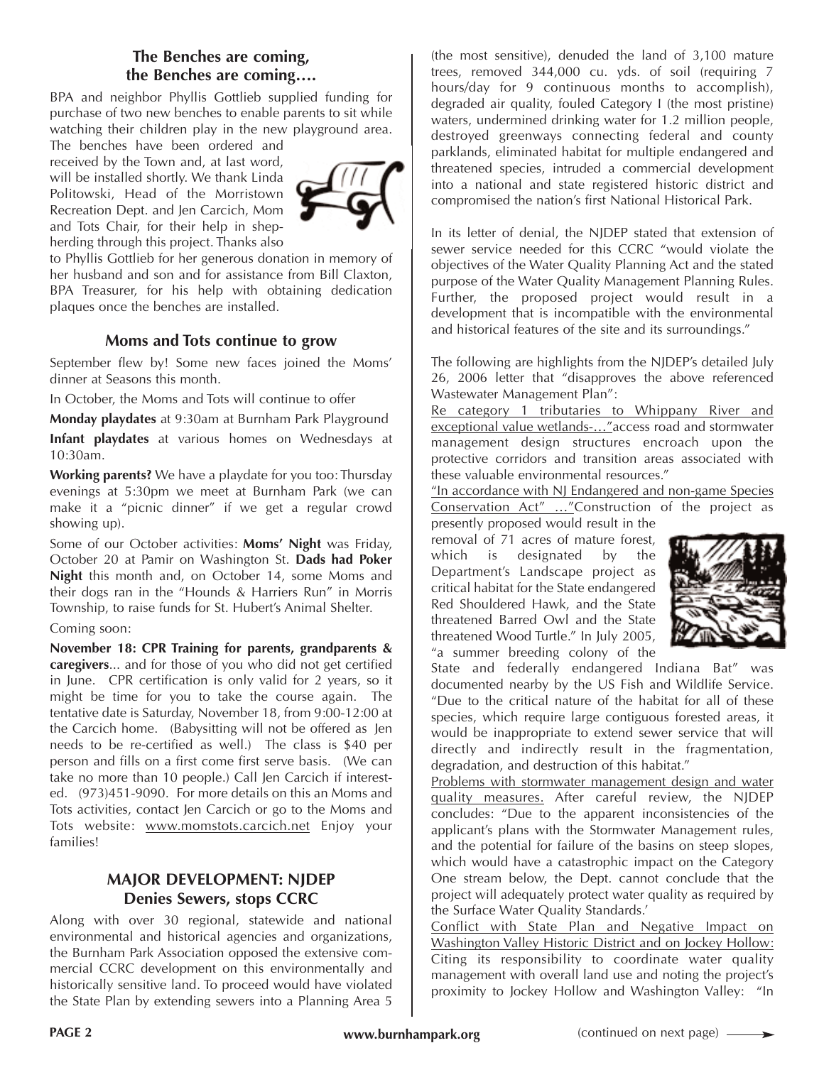## The Benches are coming, the Benches are coming….

BPA and neighbor Phyllis Gottlieb supplied funding for purchase of two new benches to enable parents to sit while watching their children play in the new playground area. The benches have been ordered and received by the Town and, at last word, will be installed shortly. We thank Linda Politowski, Head of the Morristown Recreation Dept. and Jen Carcich, Mom and Tots Chair, for their help in shepherding through this project. Thanks also to Phyllis Gottlieb for her generous donation in memory of her husband and son and for assistance from Bill Claxton, BPA Treasurer, for his help with obtaining dedication plaques once the benches are installed.

## Moms and Tots continue to grow

September flew by! Some new faces joined the Moms' dinner at Seasons this month.

In October, the Moms and Tots will continue to offer

**Monday playdates** at 9:30am at Burnham Park Playground

**Infant playdates** at various homes on Wednesdays at 10:30am.

**Working parents?** We have a playdate for you too: Thursday evenings at 5:30pm we meet at Burnham Park (we can make it a "picnic dinner" if we get a regular crowd showing up).

Some of our October activities: **Moms' Night** was Friday, October 20 at Pamir on Washington St. **Dads had Poker Night** this month and, on October 14, some Moms and their dogs ran in the "Hounds & Harriers Run" in Morris Township, to raise funds for St. Hubert's Animal Shelter.

Coming soon:

**November 18: CPR Training for parents, grandparents & caregivers**... and for those of you who did not get certified in June. CPR certification is only valid for 2 years, so it might be time for you to take the course again. The tentative date is Saturday, November 18, from 9:00-12:00 at the Carcich home. (Babysitting will not be offered as Jen needs to be re-certified as well.) The class is $40 per person and fills on a first come first serve basis. (We can take no more than 10 people.) Call Jen Carcich if interested. (973)451-9090. For more details on this an Moms and Tots activities, contact Jen Carcich or go to the Moms and Tots website: www.momstots.carcich.net Enjoy your families!

## MAJOR DEVELOPMENT: NJDEP Denies Sewers, stops CCRC

Along with over 30 regional, statewide and national environmental and historical agencies and organizations, the Burnham Park Association opposed the extensive commercial CCRC development on this environmentally and historically sensitive land. To proceed would have violated the State Plan by extending sewers into a Planning Area 5 (the most sensitive), denuded the land of 3,100 mature trees, removed 344,000 cu. yds. of soil (requiring 7 hours/day for 9 continuous months to accomplish), degraded air quality, fouled Category I (the most pristine) waters, undermined drinking water for 1.2 million people, destroyed greenways connecting federal and county parklands, eliminated habitat for multiple endangered and threatened species, intruded a commercial development into a national and state registered historic district and compromised the nation's first National Historical Park.

In its letter of denial, the NJDEP stated that extension of sewer service needed for this CCRC "would violate the objectives of the Water Quality Planning Act and the stated purpose of the Water Quality Management Planning Rules. Further, the proposed project would result in a development that is incompatible with the environmental and historical features of the site and its surroundings."

The following are highlights from the NJDEP's detailed July 26, 2006 letter that "disapproves the above referenced Wastewater Management Plan":

Re category 1 tributaries to Whippany River and exceptional value wetlands-…"access road and stormwater management design structures encroach upon the protective corridors and transition areas associated with these valuable environmental resources."

"In accordance with NJ Endangered and non-game Species Conservation Act" …"Construction of the project as presently proposed would result in the removal of 71 acres of mature forest, which is designated by the Department's Landscape project as critical habitat for the State endangered Red Shouldered Hawk, and the State threatened Barred Owl and the State threatened Wood Turtle." In July 2005, "a summer breeding colony of the State and federally endangered Indiana Bat" was documented nearby by the US Fish and Wildlife Service. "Due to the critical nature of the habitat for all of these species, which require large contiguous forested areas, it would be inappropriate to extend sewer service that will directly and indirectly result in the fragmentation, degradation, and destruction of this habitat."

Problems with stormwater management design and water quality measures. After careful review, the NJDEP concludes: "Due to the apparent inconsistencies of the applicant's plans with the Stormwater Management rules, and the potential for failure of the basins on steep slopes, which would have a catastrophic impact on the Category One stream below, the Dept. cannot conclude that the project will adequately protect water quality as required by the Surface Water Quality Standards.'

Conflict with State Plan and Negative Impact on Washington Valley Historic District and on Jockey Hollow: Citing its responsibility to coordinate water quality management with overall land use and noting the project's proximity to Jockey Hollow and Washington Valley: "In

(continued on next page)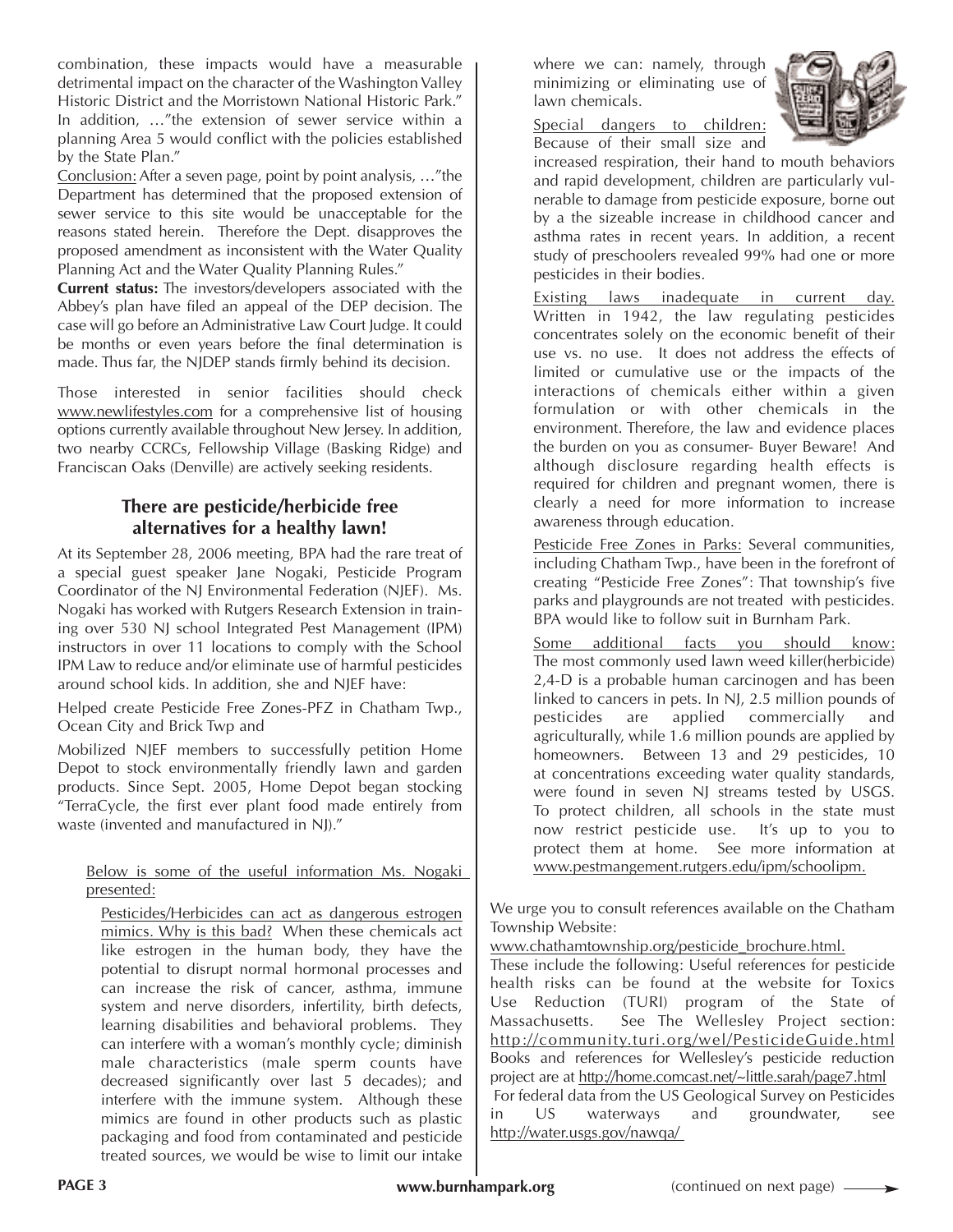combination, these impacts would have a measurable detrimental impact on the character of the Washington Valley Historic District and the Morristown National Historic Park." In addition, …"the extension of sewer service within a planning Area 5 would conflict with the policies established by the State Plan."

Conclusion: After a seven page, point by point analysis, …"the Department has determined that the proposed extension of sewer service to this site would be unacceptable for the reasons stated herein. Therefore the Dept. disapproves the proposed amendment as inconsistent with the Water Quality Planning Act and the Water Quality Planning Rules."

**Current status:** The investors/developers associated with the Abbey's plan have filed an appeal of the DEP decision. The case will go before an Administrative Law Court Judge. It could be months or even years before the final determination is made. Thus far, the NJDEP stands firmly behind its decision.

Those interested in senior facilities should check www.newlifestyles.com for a comprehensive list of housing options currently available throughout New Jersey. In addition, two nearby CCRCs, Fellowship Village (Basking Ridge) and Franciscan Oaks (Denville) are actively seeking residents.

## There are pesticide/herbicide free alternatives for a healthy lawn!

At its September 28, 2006 meeting, BPA had the rare treat of a special guest speaker Jane Nogaki, Pesticide Program Coordinator of the NJ Environmental Federation (NJEF). Ms. Nogaki has worked with Rutgers Research Extension in training over 530 NJ school Integrated Pest Management (IPM) instructors in over 11 locations to comply with the School IPM Law to reduce and/or eliminate use of harmful pesticides around school kids. In addition, she and NJEF have:

Helped create Pesticide Free Zones-PFZ in Chatham Twp., Ocean City and Brick Twp and

Mobilized NJEF members to successfully petition Home Depot to stock environmentally friendly lawn and garden products. Since Sept. 2005, Home Depot began stocking "TerraCycle, the first ever plant food made entirely from waste (invented and manufactured in NJ)."

Below is some of the useful information Ms. Nogaki presented:

Pesticides/Herbicides can act as dangerous estrogen mimics. Why is this bad? When these chemicals act like estrogen in the human body, they have the potential to disrupt normal hormonal processes and can increase the risk of cancer, asthma, immune system and nerve disorders, infertility, birth defects, learning disabilities and behavioral problems. They can interfere with a woman's monthly cycle; diminish male characteristics (male sperm counts have decreased significantly over last 5 decades); and interfere with the immune system. Although these mimics are found in other products such as plastic packaging and food from contaminated and pesticide treated sources, we would be wise to limit our intake where we can: namely, through minimizing or eliminating use of lawn chemicals.

Special dangers to children: Because of their small size and increased respiration, their hand to mouth behaviors and rapid development, children are particularly vulnerable to damage from pesticide exposure, borne out by a the sizeable increase in childhood cancer and asthma rates in recent years. In addition, a recent study of preschoolers revealed 99% had one or more pesticides in their bodies.

Existing laws inadequate in current day. Written in 1942, the law regulating pesticides concentrates solely on the economic benefit of their use vs. no use. It does not address the effects of limited or cumulative use or the impacts of the interactions of chemicals either within a given formulation or with other chemicals in the environment. Therefore, the law and evidence places the burden on you as consumer- Buyer Beware! And although disclosure regarding health effects is required for children and pregnant women, there is clearly a need for more information to increase awareness through education.

Pesticide Free Zones in Parks: Several communities, including Chatham Twp., have been in the forefront of creating "Pesticide Free Zones": That township's five parks and playgrounds are not treated with pesticides. BPA would like to follow suit in Burnham Park.

Some additional facts you should know: The most commonly used lawn weed killer(herbicide) 2,4-D is a probable human carcinogen and has been linked to cancers in pets. In NJ, 2.5 million pounds of pesticides are applied commercially and agriculturally, while 1.6 million pounds are applied by homeowners. Between 13 and 29 pesticides, 10 at concentrations exceeding water quality standards, were found in seven NJ streams tested by USGS. To protect children, all schools in the state must now restrict pesticide use. It's up to you to protect them at home. See more information at www.pestmangement.rutgers.edu/ipm/schoolipm.

We urge you to consult references available on the Chatham Township Website:
www.chathamtownship.org/pesticide_brochure.html.
These include the following: Useful references for pesticide health risks can be found at the website for Toxics Use Reduction (TURI) program of the State of Massachusetts. See The Wellesley Project section: http://community.turi.org/wel/PesticideGuide.html
Books and references for Wellesley's pesticide reduction project are at http://home.comcast.net/~little.sarah/page7.html
For federal data from the US Geological Survey on Pesticides in US waterways and groundwater, see http://water.usgs.gov/nawqa/

(continued on next page)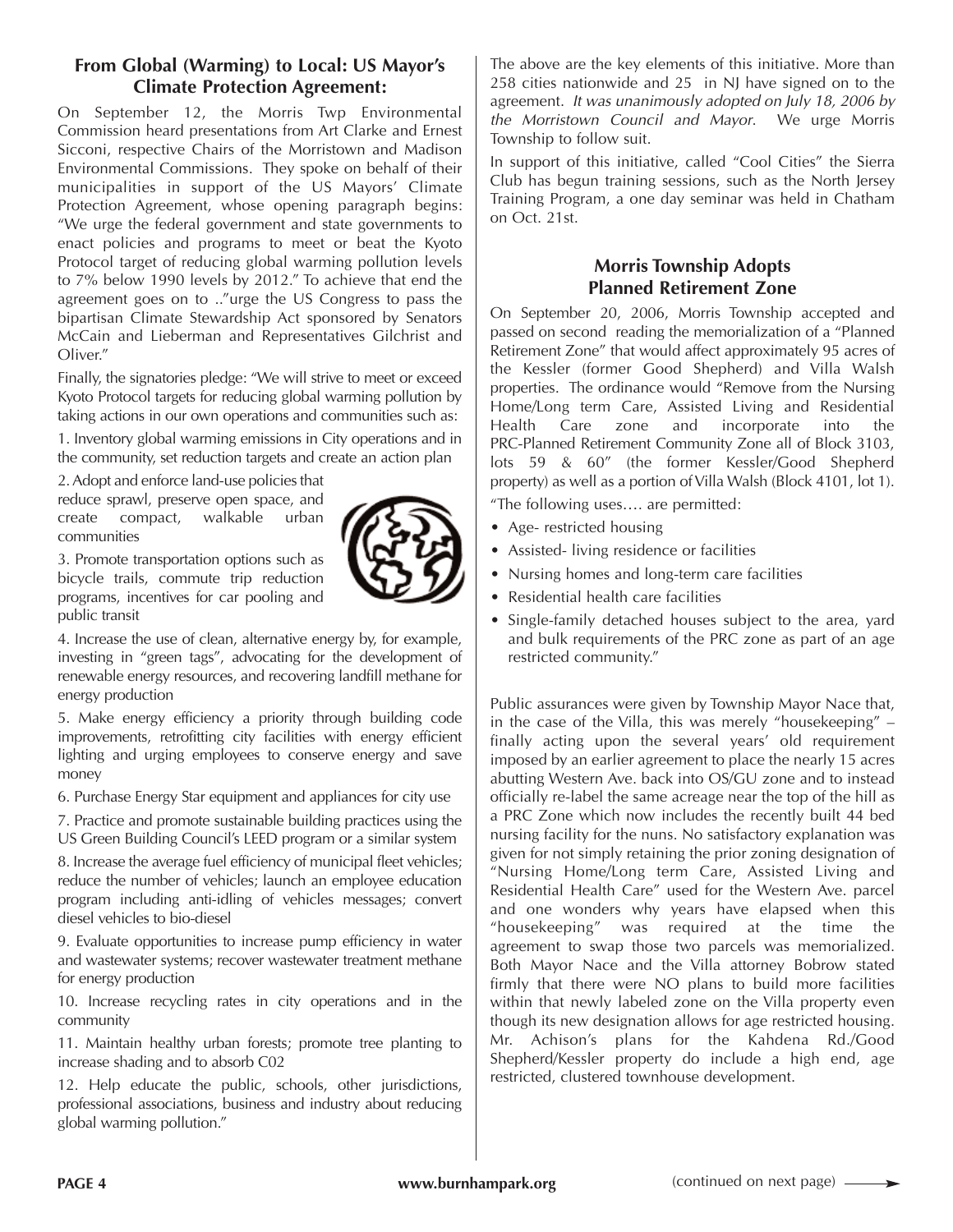## From Global (Warming) to Local: US Mayor's Climate Protection Agreement:

On September 12, the Morris Twp Environmental Commission heard presentations from Art Clarke and Ernest Sicconi, respective Chairs of the Morristown and Madison Environmental Commissions. They spoke on behalf of their municipalities in support of the US Mayors' Climate Protection Agreement, whose opening paragraph begins: "We urge the federal government and state governments to enact policies and programs to meet or beat the Kyoto Protocol target of reducing global warming pollution levels to 7% below 1990 levels by 2012." To achieve that end the agreement goes on to .."urge the US Congress to pass the bipartisan Climate Stewardship Act sponsored by Senators McCain and Lieberman and Representatives Gilchrist and Oliver."

Finally, the signatories pledge: "We will strive to meet or exceed Kyoto Protocol targets for reducing global warming pollution by taking actions in our own operations and communities such as:

1. Inventory global warming emissions in City operations and in the community, set reduction targets and create an action plan
2. Adopt and enforce land-use policies that reduce sprawl, preserve open space, and create compact, walkable urban communities
3. Promote transportation options such as bicycle trails, commute trip reduction programs, incentives for car pooling and public transit
4. Increase the use of clean, alternative energy by, for example, investing in "green tags", advocating for the development of renewable energy resources, and recovering landfill methane for energy production
5. Make energy efficiency a priority through building code improvements, retrofitting city facilities with energy efficient lighting and urging employees to conserve energy and save money
6. Purchase Energy Star equipment and appliances for city use
7. Practice and promote sustainable building practices using the US Green Building Council's LEED program or a similar system
8. Increase the average fuel efficiency of municipal fleet vehicles; reduce the number of vehicles; launch an employee education program including anti-idling of vehicles messages; convert diesel vehicles to bio-diesel
9. Evaluate opportunities to increase pump efficiency in water and wastewater systems; recover wastewater treatment methane for energy production
10. Increase recycling rates in city operations and in the community
11. Maintain healthy urban forests; promote tree planting to increase shading and to absorb C02
12. Help educate the public, schools, other jurisdictions, professional associations, business and industry about reducing global warming pollution."

The above are the key elements of this initiative. More than 258 cities nationwide and 25 in NJ have signed on to the agreement. *It was unanimously adopted on July 18, 2006 by the Morristown Council and Mayor.* We urge Morris Township to follow suit.

In support of this initiative, called "Cool Cities" the Sierra Club has begun training sessions, such as the North Jersey Training Program, a one day seminar was held in Chatham on Oct. 21st.

## Morris Township Adopts Planned Retirement Zone

On September 20, 2006, Morris Township accepted and passed on second reading the memorialization of a "Planned Retirement Zone" that would affect approximately 95 acres of the Kessler (former Good Shepherd) and Villa Walsh properties. The ordinance would "Remove from the Nursing Home/Long term Care, Assisted Living and Residential Health Care zone and incorporate into the PRC-Planned Retirement Community Zone all of Block 3103, lots 59 & 60" (the former Kessler/Good Shepherd property) as well as a portion of Villa Walsh (Block 4101, lot 1).

"The following uses…. are permitted:

- Age- restricted housing
- Assisted- living residence or facilities
- Nursing homes and long-term care facilities
- Residential health care facilities
- Single-family detached houses subject to the area, yard and bulk requirements of the PRC zone as part of an age restricted community."

Public assurances were given by Township Mayor Nace that, in the case of the Villa, this was merely "housekeeping" – finally acting upon the several years' old requirement imposed by an earlier agreement to place the nearly 15 acres abutting Western Ave. back into OS/GU zone and to instead officially re-label the same acreage near the top of the hill as a PRC Zone which now includes the recently built 44 bed nursing facility for the nuns. No satisfactory explanation was given for not simply retaining the prior zoning designation of "Nursing Home/Long term Care, Assisted Living and Residential Health Care" used for the Western Ave. parcel and one wonders why years have elapsed when this "housekeeping" was required at the time the agreement to swap those two parcels was memorialized. Both Mayor Nace and the Villa attorney Bobrow stated firmly that there were NO plans to build more facilities within that newly labeled zone on the Villa property even though its new designation allows for age restricted housing. Mr. Achison's plans for the Kahdena Rd./Good Shepherd/Kessler property do include a high end, age restricted, clustered townhouse development.

(continued on next page)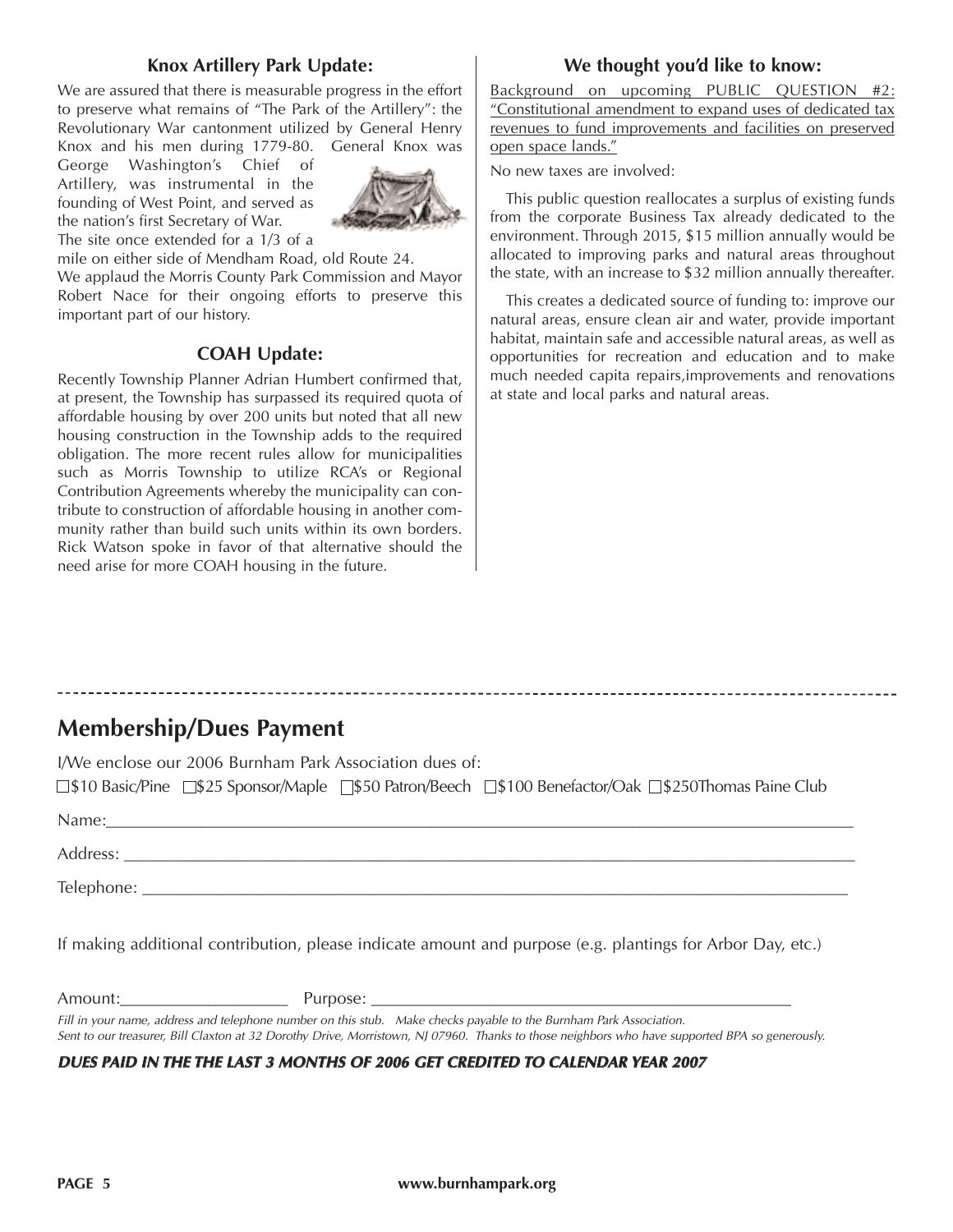### Knox Artillery Park Update:

We are assured that there is measurable progress in the effort to preserve what remains of "The Park of the Artillery": the Revolutionary War cantonment utilized by General Henry Knox and his men during 1779-80. General Knox was George Washington's Chief of Artillery, was instrumental in the founding of West Point, and served as the nation's first Secretary of War. The site once extended for a 1/3 of a mile on either side of Mendham Road, old Route 24.

We applaud the Morris County Park Commission and Mayor Robert Nace for their ongoing efforts to preserve this important part of our history.

### COAH Update:

Recently Township Planner Adrian Humbert confirmed that, at present, the Township has surpassed its required quota of affordable housing by over 200 units but noted that all new housing construction in the Township adds to the required obligation. The more recent rules allow for municipalities such as Morris Township to utilize RCA's or Regional Contribution Agreements whereby the municipality can contribute to construction of affordable housing in another community rather than build such units within its own borders. Rick Watson spoke in favor of that alternative should the need arise for more COAH housing in the future.

### We thought you'd like to know:

Background on upcoming PUBLIC QUESTION #2: "Constitutional amendment to expand uses of dedicated tax revenues to fund improvements and facilities on preserved open space lands."

No new taxes are involved:

This public question reallocates a surplus of existing funds from the corporate Business Tax already dedicated to the environment. Through 2015, $15 million annually would be allocated to improving parks and natural areas throughout the state, with an increase to $32 million annually thereafter.

This creates a dedicated source of funding to: improve our natural areas, ensure clean air and water, provide important habitat, maintain safe and accessible natural areas, as well as opportunities for recreation and education and to make much needed capita repairs,improvements and renovations at state and local parks and natural areas.

---

## Membership/Dues Payment

I/We enclose our 2006 Burnham Park Association dues of:

☐ $10 Basic/Pine ☐ $25 Sponsor/Maple ☐ $50 Patron/Beech ☐ $100 Benefactor/Oak ☐ $250Thomas Paine Club

Name:\_\_\_\_\_\_\_\_\_\_\_\_\_\_\_\_\_\_\_\_\_\_\_\_\_\_\_\_\_\_\_\_\_\_\_\_\_\_\_\_

Address: \_\_\_\_\_\_\_\_\_\_\_\_\_\_\_\_\_\_\_\_\_\_\_\_\_\_\_\_\_\_\_\_\_\_\_\_\_\_\_\_

Telephone: \_\_\_\_\_\_\_\_\_\_\_\_\_\_\_\_\_\_\_\_\_\_\_\_\_\_\_\_\_\_\_\_\_\_\_\_\_\_\_\_

If making additional contribution, please indicate amount and purpose (e.g. plantings for Arbor Day, etc.)

Amount:\_\_\_\_\_\_\_\_\_\_\_\_\_\_\_\_\_\_\_\_ Purpose: \_\_\_\_\_\_\_\_\_\_\_\_\_\_\_\_\_\_\_\_\_\_\_\_\_\_\_\_\_\_\_\_\_\_\_\_\_\_\_\_

*Fill in your name, address and telephone number on this stub. Make checks payable to the Burnham Park Association.*
*Sent to our treasurer, Bill Claxton at 32 Dorothy Drive, Morristown, NJ 07960. Thanks to those neighbors who have supported BPA so generously.*

***DUES PAID IN THE THE LAST 3 MONTHS OF 2006 GET CREDITED TO CALENDAR YEAR 2007***

**www.burnhampark.org**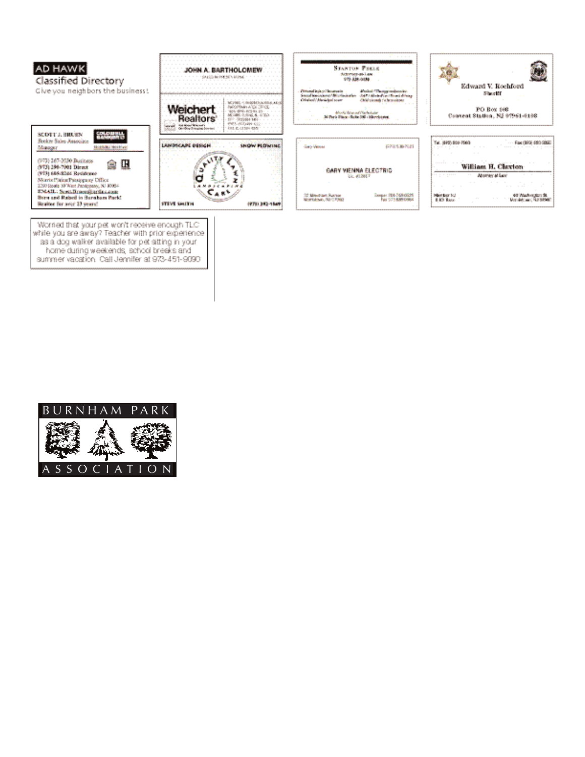# AD HAWK

## Classified Directory

Give you neighbors the business!

**JOHN A. BARTHOLOMEW**

SALES REPRESENTATIVE

Weichert Realtors

STANTON PIKE

Attorney-at-Law

Edward V. Rochford

Sheriff

PO Box 108

Convent Station, NJ 07961-0108

SCOTT J. BRUEN

Broker Sales Associate

Manager

COLDWELL BANKER

(973) 267-2030 Business

(973) 290-7901 Direct

(973) 605-8244 Residence

Morris Plains/Parsippany Office

2200 Route 10 West Parsippany, NJ 07054

EMAIL: Scott.Bruen@cbfirst.com

Born and Raised in Burnham Park!

Realtor for over 23 years!

LANDSCAPE DESIGN

SNOW PLOWING

QUALITY LAWN CARE

LANDSCAPING

STEVE SMITH

(973) 292-1569

GARY VIENNA ELECTRIC

William H. Claxton

Attorney at Law

Member NJ & NY Bars

60 Washington St. Morristown, NJ 07960

Worried that your pet won't receive enough TLC while you are away? Teacher with prior experience as a dog walker available for pet sitting in your home during weekends, school breaks and summer vacation. Call Jennifer at 973-451-9090

BURNHAM PARK ASSOCIATION